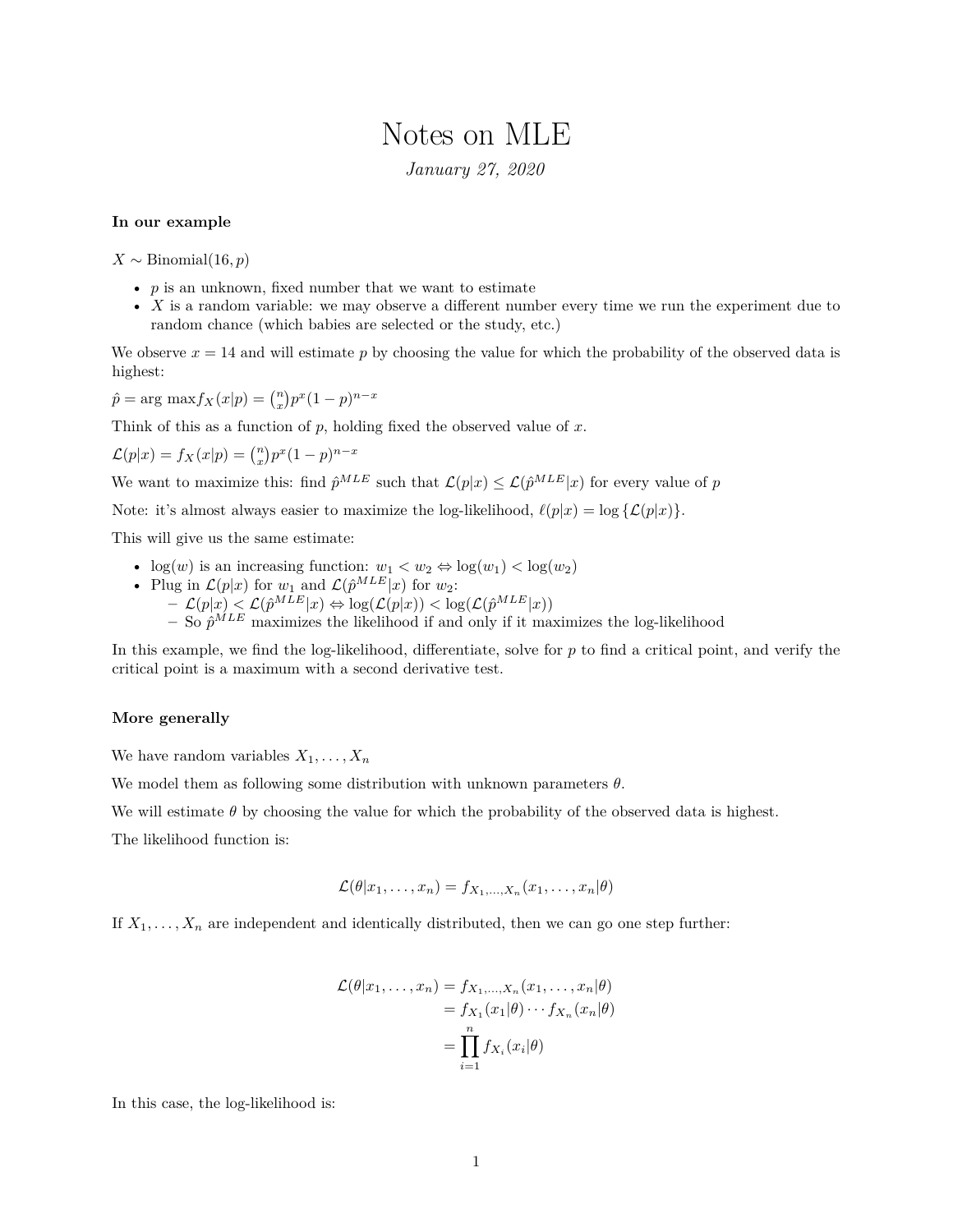# Notes on MLE

*January 27, 2020*

**In our example**

$X \sim \text{Binomial}(16, p)$

- $p$ is an unknown, fixed number that we want to estimate
- $X$ is a random variable: we may observe a different number every time we run the experiment due to random chance (which babies are selected or the study, etc.)

We observe $x = 14$ and will estimate $p$ by choosing the value for which the probability of the observed data is highest:

$\hat{p} = \arg\max f_X(x|p) = \binom{n}{x} p^x (1-p)^{n-x}$

Think of this as a function of $p$, holding fixed the observed value of $x$.

$\mathcal{L}(p|x) = f_X(x|p) = \binom{n}{x} p^x (1-p)^{n-x}$

We want to maximize this: find $\hat{p}^{MLE}$ such that $\mathcal{L}(p|x) \leq \mathcal{L}(\hat{p}^{MLE}|x)$ for every value of $p$

Note: it's almost always easier to maximize the log-likelihood, $\ell(p|x) = \log\{\mathcal{L}(p|x)\}$.

This will give us the same estimate:

- $\log(w)$ is an increasing function: $w_1 < w_2 \Leftrightarrow \log(w_1) < \log(w_2)$
- Plug in $\mathcal{L}(p|x)$ for $w_1$ and $\mathcal{L}(\hat{p}^{MLE}|x)$ for $w_2$:
  - $\mathcal{L}(p|x) < \mathcal{L}(\hat{p}^{MLE}|x) \Leftrightarrow \log(\mathcal{L}(p|x)) < \log(\mathcal{L}(\hat{p}^{MLE}|x))$
  - So $\hat{p}^{MLE}$ maximizes the likelihood if and only if it maximizes the log-likelihood

In this example, we find the log-likelihood, differentiate, solve for $p$ to find a critical point, and verify the critical point is a maximum with a second derivative test.

**More generally**

We have random variables $X_1, \ldots, X_n$

We model them as following some distribution with unknown parameters $\theta$.

We will estimate $\theta$ by choosing the value for which the probability of the observed data is highest.

The likelihood function is:

$$\mathcal{L}(\theta|x_1, \ldots, x_n) = f_{X_1,\ldots,X_n}(x_1, \ldots, x_n|\theta)$$

If $X_1, \ldots, X_n$ are independent and identically distributed, then we can go one step further:

$$\begin{aligned}
\mathcal{L}(\theta|x_1, \ldots, x_n) &= f_{X_1,\ldots,X_n}(x_1, \ldots, x_n|\theta) \\
&= f_{X_1}(x_1|\theta) \cdots f_{X_n}(x_n|\theta) \\
&= \prod_{i=1}^{n} f_{X_i}(x_i|\theta)
\end{aligned}$$

In this case, the log-likelihood is: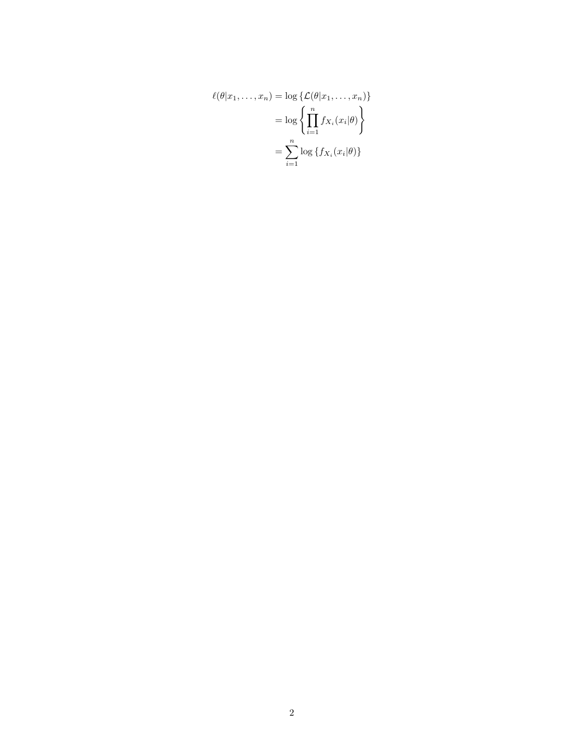$$
\begin{aligned}
\ell(\theta|x_1,\ldots,x_n) &= \log\left\{\mathcal{L}(\theta|x_1,\ldots,x_n)\right\} \\
&= \log\left\{\prod_{i=1}^{n} f_{X_i}(x_i|\theta)\right\} \\
&= \sum_{i=1}^{n} \log\left\{f_{X_i}(x_i|\theta)\right\}
\end{aligned}
$$